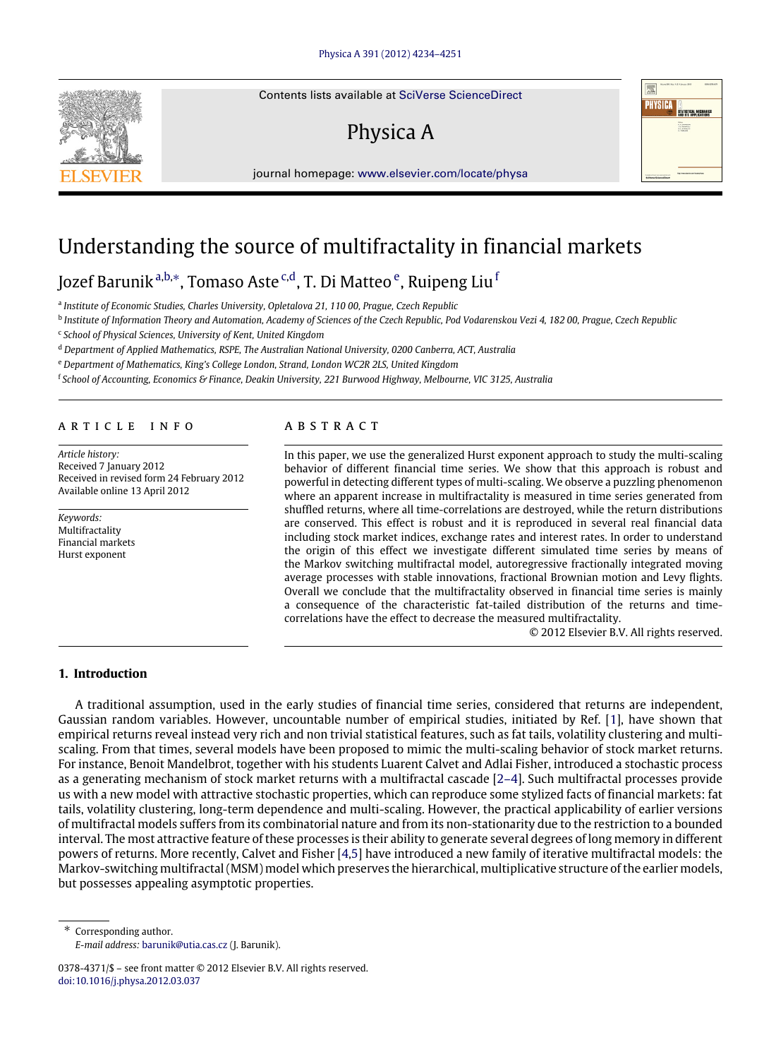# Understanding the source of multifractality in financial markets

Jozef Barunik [a,b,*], Tomaso Aste [c,d], T. Di Matteo [e], Ruipeng Liu [f]

[a] Institute of Economic Studies, Charles University, Opletalova 21, 110 00, Prague, Czech Republic

[b] Institute of Information Theory and Automation, Academy of Sciences of the Czech Republic, Pod Vodarenskou Vezi 4, 182 00, Prague, Czech Republic

[c] School of Physical Sciences, University of Kent, United Kingdom

[d] Department of Applied Mathematics, RSPE, The Australian National University, 0200 Canberra, ACT, Australia

[e] Department of Mathematics, King's College London, Strand, London WC2R 2LS, United Kingdom

[f] School of Accounting, Economics & Finance, Deakin University, 221 Burwood Highway, Melbourne, VIC 3125, Australia

## ARTICLE INFO

*Article history:*
Received 7 January 2012
Received in revised form 24 February 2012
Available online 13 April 2012

*Keywords:*
Multifractality
Financial markets
Hurst exponent

## ABSTRACT

In this paper, we use the generalized Hurst exponent approach to study the multi-scaling behavior of different financial time series. We show that this approach is robust and powerful in detecting different types of multi-scaling. We observe a puzzling phenomenon where an apparent increase in multifractality is measured in time series generated from shuffled returns, where all time-correlations are destroyed, while the return distributions are conserved. This effect is robust and it is reproduced in several real financial data including stock market indices, exchange rates and interest rates. In order to understand the origin of this effect we investigate different simulated time series by means of the Markov switching multifractal model, autoregressive fractionally integrated moving average processes with stable innovations, fractional Brownian motion and Levy flights. Overall we conclude that the multifractality observed in financial time series is mainly a consequence of the characteristic fat-tailed distribution of the returns and time-correlations have the effect to decrease the measured multifractality.

© 2012 Elsevier B.V. All rights reserved.

## 1. Introduction

A traditional assumption, used in the early studies of financial time series, considered that returns are independent, Gaussian random variables. However, uncountable number of empirical studies, initiated by Ref. [1], have shown that empirical returns reveal instead very rich and non trivial statistical features, such as fat tails, volatility clustering and multi-scaling. From that times, several models have been proposed to mimic the multi-scaling behavior of stock market returns. For instance, Benoit Mandelbrot, together with his students Luarent Calvet and Adlai Fisher, introduced a stochastic process as a generating mechanism of stock market returns with a multifractal cascade [2–4]. Such multifractal processes provide us with a new model with attractive stochastic properties, which can reproduce some stylized facts of financial markets: fat tails, volatility clustering, long-term dependence and multi-scaling. However, the practical applicability of earlier versions of multifractal models suffers from its combinatorial nature and from its non-stationarity due to the restriction to a bounded interval. The most attractive feature of these processes is their ability to generate several degrees of long memory in different powers of returns. More recently, Calvet and Fisher [4,5] have introduced a new family of iterative multifractal models: the Markov-switching multifractal (MSM) model which preserves the hierarchical, multiplicative structure of the earlier models, but possesses appealing asymptotic properties.

\* Corresponding author.
*E-mail address:* barunik@utia.cas.cz (J. Barunik).

0378-4371/$ – see front matter © 2012 Elsevier B.V. All rights reserved.
doi:10.1016/j.physa.2012.03.037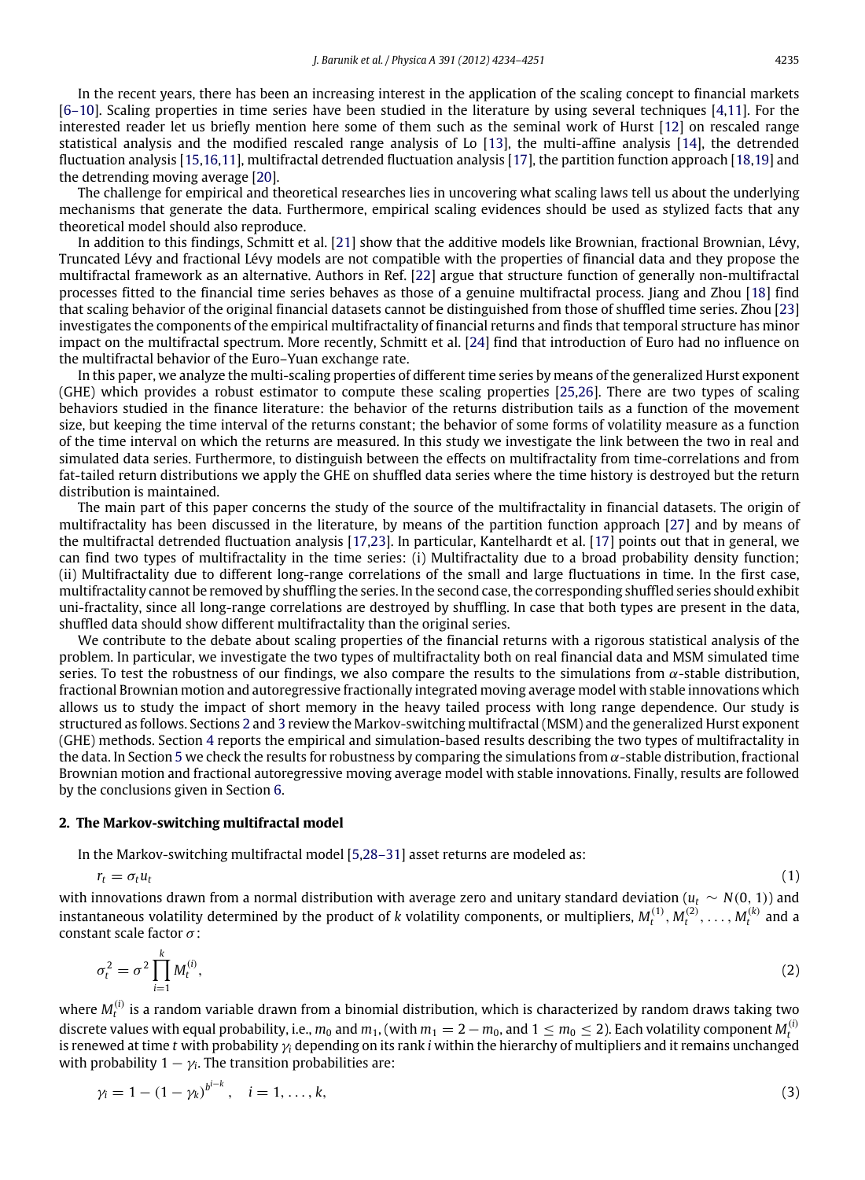In the recent years, there has been an increasing interest in the application of the scaling concept to financial markets [6–10]. Scaling properties in time series have been studied in the literature by using several techniques [4,11]. For the interested reader let us briefly mention here some of them such as the seminal work of Hurst [12] on rescaled range statistical analysis and the modified rescaled range analysis of Lo [13], the multi-affine analysis [14], the detrended fluctuation analysis [15,16,11], multifractal detrended fluctuation analysis [17], the partition function approach [18,19] and the detrending moving average [20].

The challenge for empirical and theoretical researches lies in uncovering what scaling laws tell us about the underlying mechanisms that generate the data. Furthermore, empirical scaling evidences should be used as stylized facts that any theoretical model should also reproduce.

In addition to this findings, Schmitt et al. [21] show that the additive models like Brownian, fractional Brownian, Lévy, Truncated Lévy and fractional Lévy models are not compatible with the properties of financial data and they propose the multifractal framework as an alternative. Authors in Ref. [22] argue that structure function of generally non-multifractal processes fitted to the financial time series behaves as those of a genuine multifractal process. Jiang and Zhou [18] find that scaling behavior of the original financial datasets cannot be distinguished from those of shuffled time series. Zhou [23] investigates the components of the empirical multifractality of financial returns and finds that temporal structure has minor impact on the multifractal spectrum. More recently, Schmitt et al. [24] find that introduction of Euro had no influence on the multifractal behavior of the Euro–Yuan exchange rate.

In this paper, we analyze the multi-scaling properties of different time series by means of the generalized Hurst exponent (GHE) which provides a robust estimator to compute these scaling properties [25,26]. There are two types of scaling behaviors studied in the finance literature: the behavior of the returns distribution tails as a function of the movement size, but keeping the time interval of the returns constant; the behavior of some forms of volatility measure as a function of the time interval on which the returns are measured. In this study we investigate the link between the two in real and simulated data series. Furthermore, to distinguish between the effects on multifractality from time-correlations and from fat-tailed return distributions we apply the GHE on shuffled data series where the time history is destroyed but the return distribution is maintained.

The main part of this paper concerns the study of the source of the multifractality in financial datasets. The origin of multifractality has been discussed in the literature, by means of the partition function approach [27] and by means of the multifractal detrended fluctuation analysis [17,23]. In particular, Kantelhardt et al. [17] points out that in general, we can find two types of multifractality in the time series: (i) Multifractality due to a broad probability density function; (ii) Multifractality due to different long-range correlations of the small and large fluctuations in time. In the first case, multifractality cannot be removed by shuffling the series. In the second case, the corresponding shuffled series should exhibit uni-fractality, since all long-range correlations are destroyed by shuffling. In case that both types are present in the data, shuffled data should show different multifractality than the original series.

We contribute to the debate about scaling properties of the financial returns with a rigorous statistical analysis of the problem. In particular, we investigate the two types of multifractality both on real financial data and MSM simulated time series. To test the robustness of our findings, we also compare the results to the simulations from $\alpha$-stable distribution, fractional Brownian motion and autoregressive fractionally integrated moving average model with stable innovations which allows us to study the impact of short memory in the heavy tailed process with long range dependence. Our study is structured as follows. Sections 2 and 3 review the Markov-switching multifractal (MSM) and the generalized Hurst exponent (GHE) methods. Section 4 reports the empirical and simulation-based results describing the two types of multifractality in the data. In Section 5 we check the results for robustness by comparing the simulations from $\alpha$-stable distribution, fractional Brownian motion and fractional autoregressive moving average model with stable innovations. Finally, results are followed by the conclusions given in Section 6.

## 2. The Markov-switching multifractal model

In the Markov-switching multifractal model [5,28–31] asset returns are modeled as:

$$r_t = \sigma_t u_t \tag{1}$$

with innovations drawn from a normal distribution with average zero and unitary standard deviation ($u_t \sim N(0, 1)$) and instantaneous volatility determined by the product of $k$ volatility components, or multipliers, $M_t^{(1)}, M_t^{(2)}, \ldots, M_t^{(k)}$ and a constant scale factor $\sigma$:

$$\sigma_t^2 = \sigma^2 \prod_{i=1}^{k} M_t^{(i)}, \tag{2}$$

where $M_t^{(i)}$ is a random variable drawn from a binomial distribution, which is characterized by random draws taking two discrete values with equal probability, i.e., $m_0$ and $m_1$, (with $m_1 = 2 - m_0$, and $1 \leq m_0 \leq 2$). Each volatility component $M_t^{(i)}$ is renewed at time $t$ with probability $\gamma_i$ depending on its rank $i$ within the hierarchy of multipliers and it remains unchanged with probability $1 - \gamma_i$. The transition probabilities are:

$$\gamma_i = 1 - (1 - \gamma_k)^{b^{i-k}}, \quad i = 1, \ldots, k, \tag{3}$$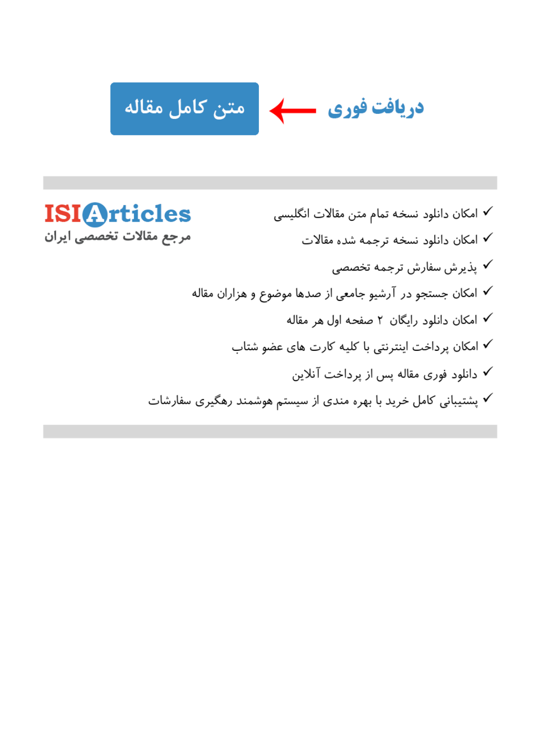دریافت فوری ← **متن کامل مقاله**

**ISIArticles**
مرجع مقالات تخصصی ایران

- ✓ امکان دانلود نسخه تمام متن مقالات انگلیسی
- ✓ امکان دانلود نسخه ترجمه شده مقالات
- ✓ پذیرش سفارش ترجمه تخصصی
- ✓ امکان جستجو در آرشیو جامعی از صدها موضوع و هزاران مقاله
- ✓ امکان دانلود رایگان ۲ صفحه اول هر مقاله
- ✓ امکان پرداخت اینترنتی با کلیه کارت های عضو شتاب
- ✓ دانلود فوری مقاله پس از پرداخت آنلاین
- ✓ پشتیبانی کامل خرید با بهره مندی از سیستم هوشمند رهگیری سفارشات